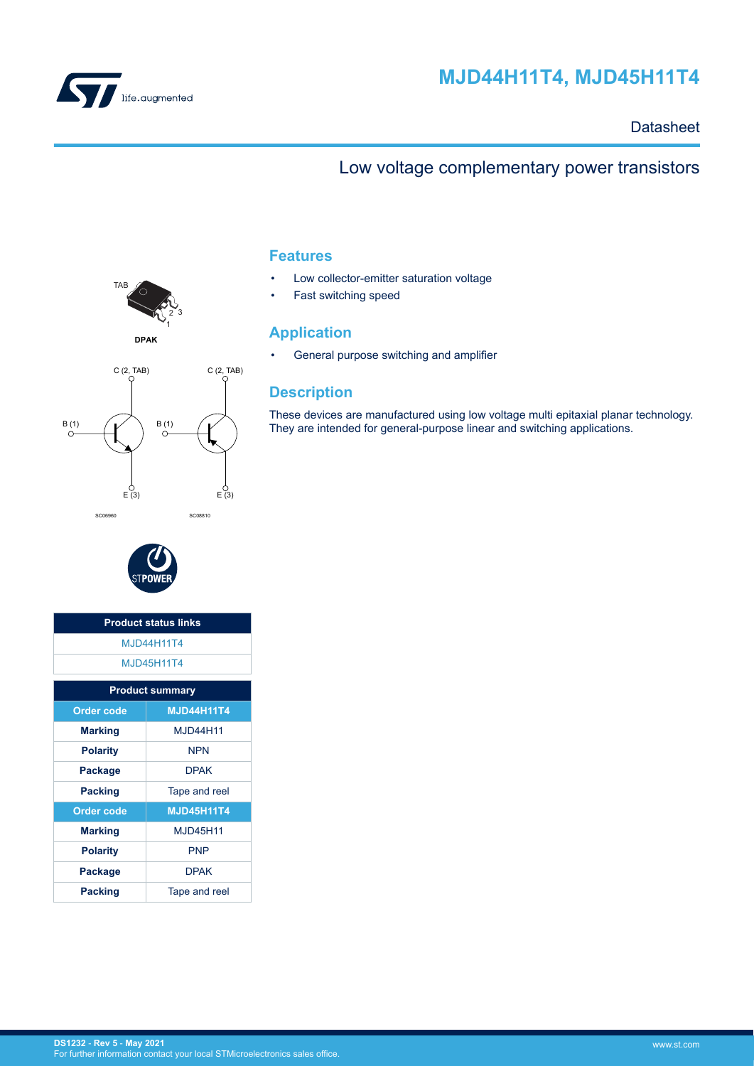# MJD44H11T4, MJD45H11T4

Datasheet

## Low voltage complementary power transistors

TAB

DPAK

C (2, TAB)

B (1)

E (3)

SC06960

C (2, TAB)

B (1)

E (3)

SC08810

| Product status links |
| --- |
| MJD44H11T4 |
| MJD45H11T4 |

| Product summary | |
| --- | --- |
| **Order code** | **MJD44H11T4** |
| **Marking** | MJD44H11 |
| **Polarity** | NPN |
| **Package** | DPAK |
| **Packing** | Tape and reel |
| **Order code** | **MJD45H11T4** |
| **Marking** | MJD45H11 |
| **Polarity** | PNP |
| **Package** | DPAK |
| **Packing** | Tape and reel |

## Features

- Low collector-emitter saturation voltage
- Fast switching speed

## Application

- General purpose switching and amplifier

## Description

These devices are manufactured using low voltage multi epitaxial planar technology. They are intended for general-purpose linear and switching applications.

DS1232 - Rev 5 - May 2021
For further information contact your local STMicroelectronics sales office.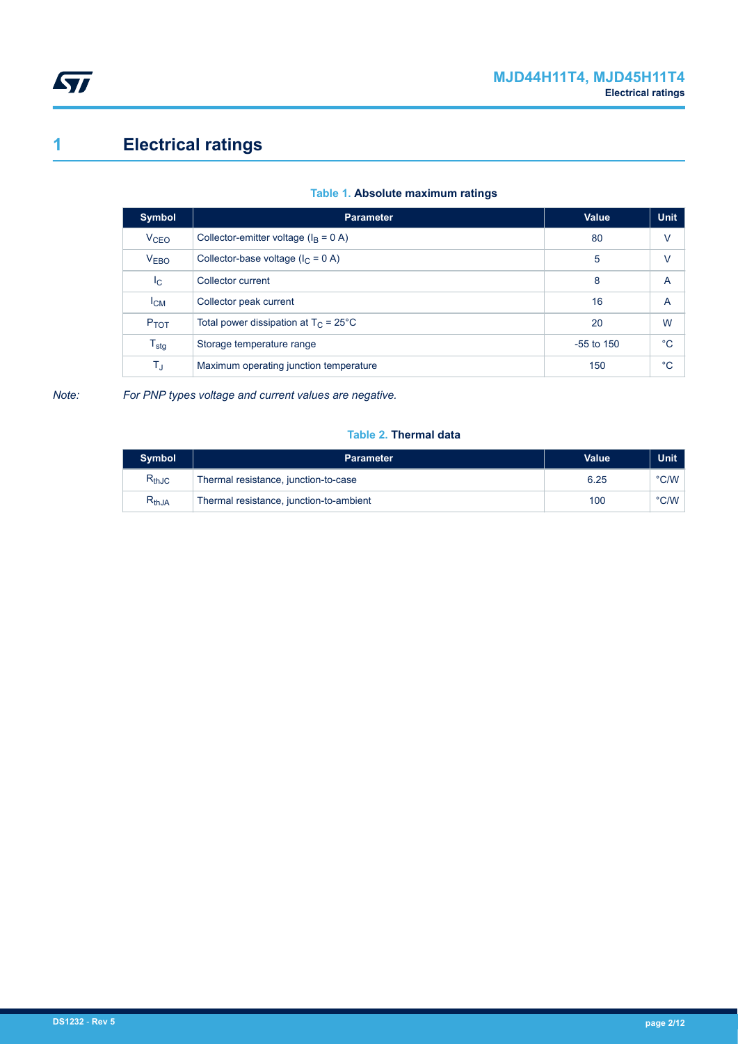# 1 Electrical ratings

**Table 1. Absolute maximum ratings**

| Symbol | Parameter | Value | Unit |
|---|---|---|---|
| $V_{CEO}$ | Collector-emitter voltage ($I_B$ = 0 A) | 80 | V |
| $V_{EBO}$ | Collector-base voltage ($I_C$ = 0 A) | 5 | V |
| $I_C$ | Collector current | 8 | A |
| $I_{CM}$ | Collector peak current | 16 | A |
| $P_{TOT}$ | Total power dissipation at $T_C$ = 25°C | 20 | W |
| $T_{stg}$ | Storage temperature range | -55 to 150 | °C |
| $T_J$ | Maximum operating junction temperature | 150 | °C |

*Note: For PNP types voltage and current values are negative.*

**Table 2. Thermal data**

| Symbol | Parameter | Value | Unit |
|---|---|---|---|
| $R_{thJC}$ | Thermal resistance, junction-to-case | 6.25 | °C/W |
| $R_{thJA}$ | Thermal resistance, junction-to-ambient | 100 | °C/W |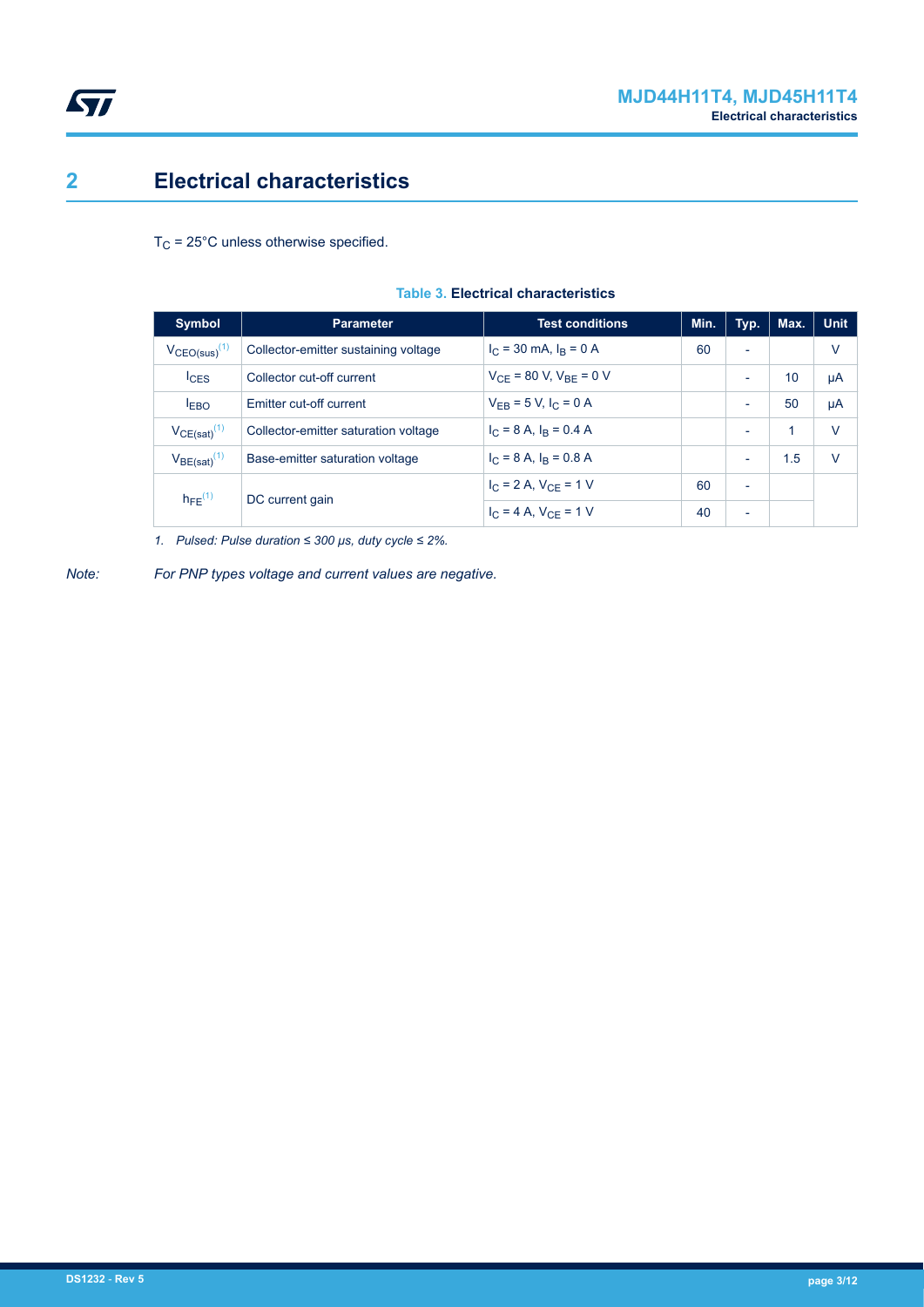# 2 Electrical characteristics

$T_C$ = 25°C unless otherwise specified.

**Table 3. Electrical characteristics**

| Symbol | Parameter | Test conditions | Min. | Typ. | Max. | Unit |
|---|---|---|---|---|---|---|
| $V_{CEO(sus)}$ [1] | Collector-emitter sustaining voltage | $I_C$ = 30 mA, $I_B$ = 0 A | 60 | - | | V |
| $I_{CES}$ | Collector cut-off current | $V_{CE}$ = 80 V, $V_{BE}$ = 0 V | | - | 10 | µA |
| $I_{EBO}$ | Emitter cut-off current | $V_{EB}$ = 5 V, $I_C$ = 0 A | | - | 50 | µA |
| $V_{CE(sat)}$ [1] | Collector-emitter saturation voltage | $I_C$ = 8 A, $I_B$ = 0.4 A | | - | 1 | V |
| $V_{BE(sat)}$ [1] | Base-emitter saturation voltage | $I_C$ = 8 A, $I_B$ = 0.8 A | | - | 1.5 | V |
| $h_{FE}$ [1] | DC current gain | $I_C$ = 2 A, $V_{CE}$ = 1 V | 60 | - | | |
| | | $I_C$ = 4 A, $V_{CE}$ = 1 V | 40 | - | | |

*1. Pulsed: Pulse duration ≤ 300 µs, duty cycle ≤ 2%.*

*Note: For PNP types voltage and current values are negative.*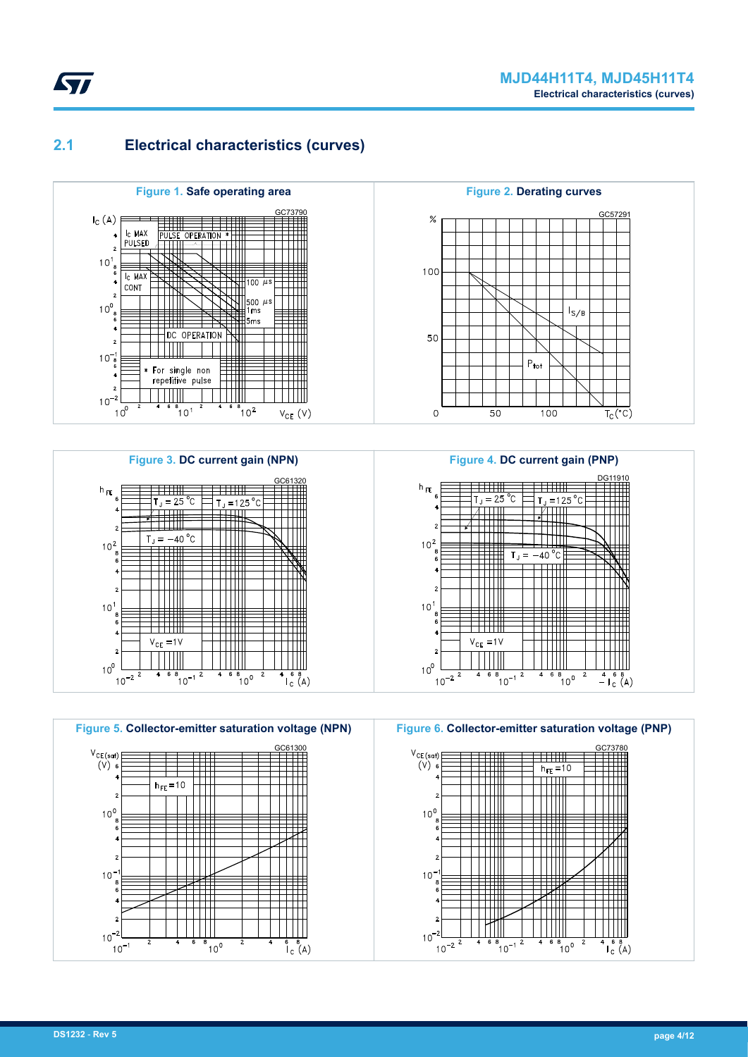## 2.1 Electrical characteristics (curves)

**Figure 1. Safe operating area**

**Figure 2. Derating curves**

**Figure 3. DC current gain (NPN)**

**Figure 4. DC current gain (PNP)**

**Figure 5. Collector-emitter saturation voltage (NPN)**

**Figure 6. Collector-emitter saturation voltage (PNP)**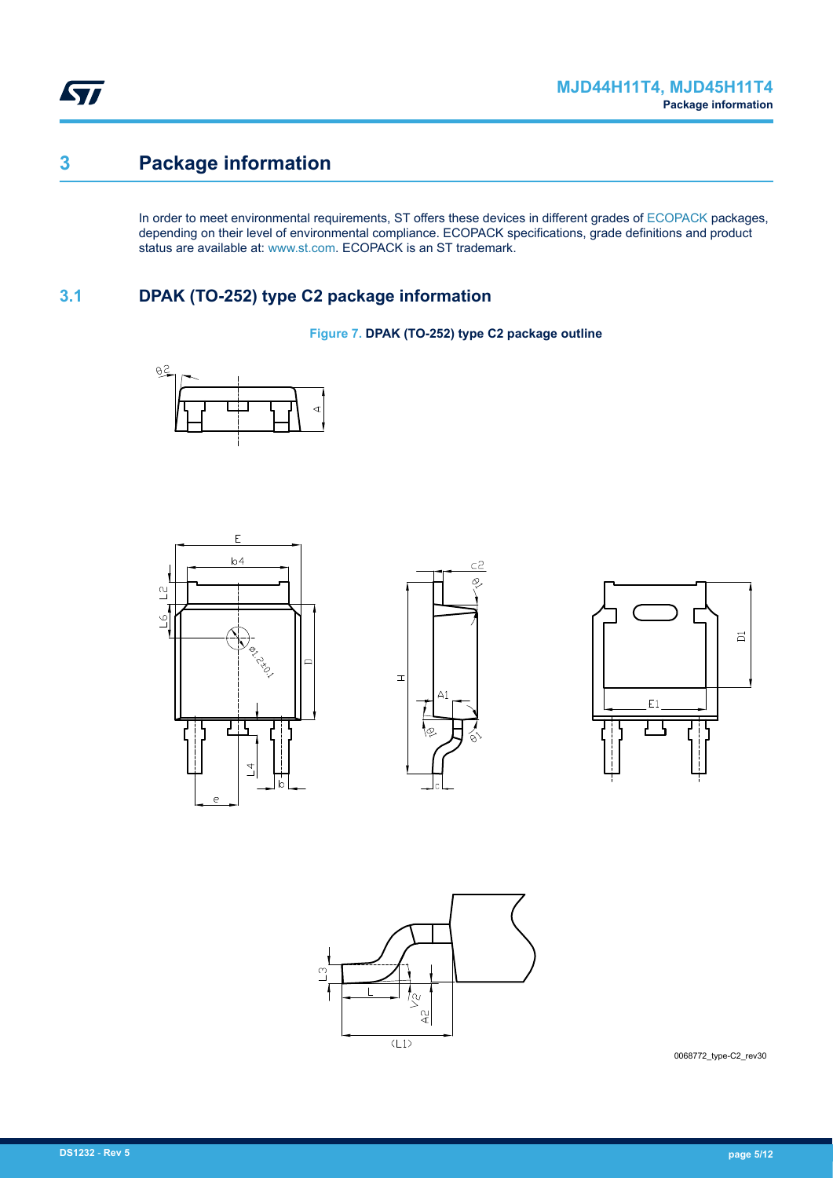# 3 Package information

In order to meet environmental requirements, ST offers these devices in different grades of ECOPACK packages, depending on their level of environmental compliance. ECOPACK specifications, grade definitions and product status are available at: www.st.com. ECOPACK is an ST trademark.

## 3.1 DPAK (TO-252) type C2 package information

**Figure 7. DPAK (TO-252) type C2 package outline**

0068772_type-C2_rev30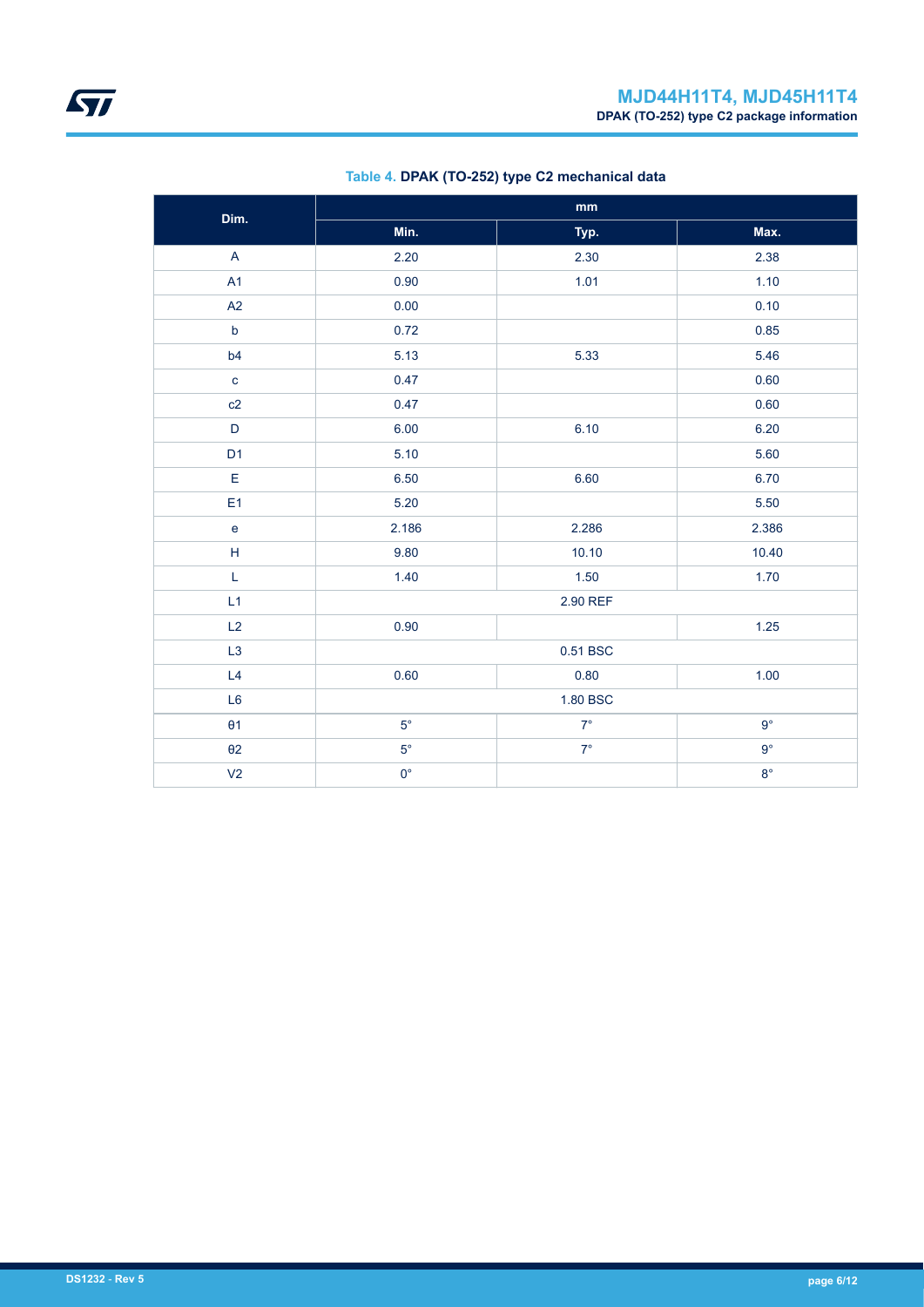**Table 4. DPAK (TO-252) type C2 mechanical data**

| Dim. | mm | | |
|---|---|---|---|
| | Min. | Typ. | Max. |
| A | 2.20 | 2.30 | 2.38 |
| A1 | 0.90 | 1.01 | 1.10 |
| A2 | 0.00 | | 0.10 |
| b | 0.72 | | 0.85 |
| b4 | 5.13 | 5.33 | 5.46 |
| c | 0.47 | | 0.60 |
| c2 | 0.47 | | 0.60 |
| D | 6.00 | 6.10 | 6.20 |
| D1 | 5.10 | | 5.60 |
| E | 6.50 | 6.60 | 6.70 |
| E1 | 5.20 | | 5.50 |
| e | 2.186 | 2.286 | 2.386 |
| H | 9.80 | 10.10 | 10.40 |
| L | 1.40 | 1.50 | 1.70 |
| L1 | | 2.90 REF | |
| L2 | 0.90 | | 1.25 |
| L3 | | 0.51 BSC | |
| L4 | 0.60 | 0.80 | 1.00 |
| L6 | | 1.80 BSC | |
| θ1 | 5° | 7° | 9° |
| θ2 | 5° | 7° | 9° |
| V2 | 0° | | 8° |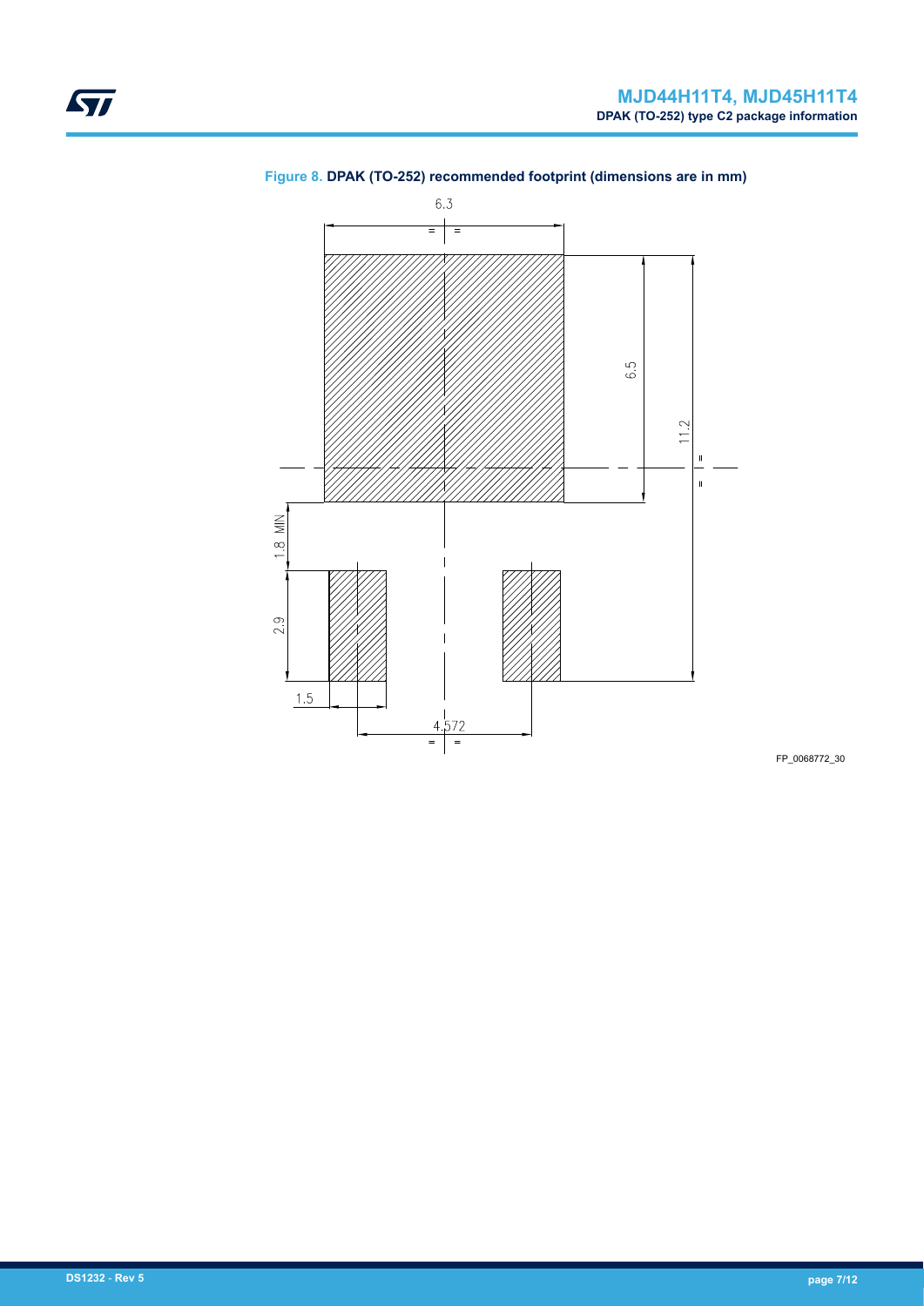**Figure 8.** DPAK (TO-252) recommended footprint (dimensions are in mm)

FP_0068772_30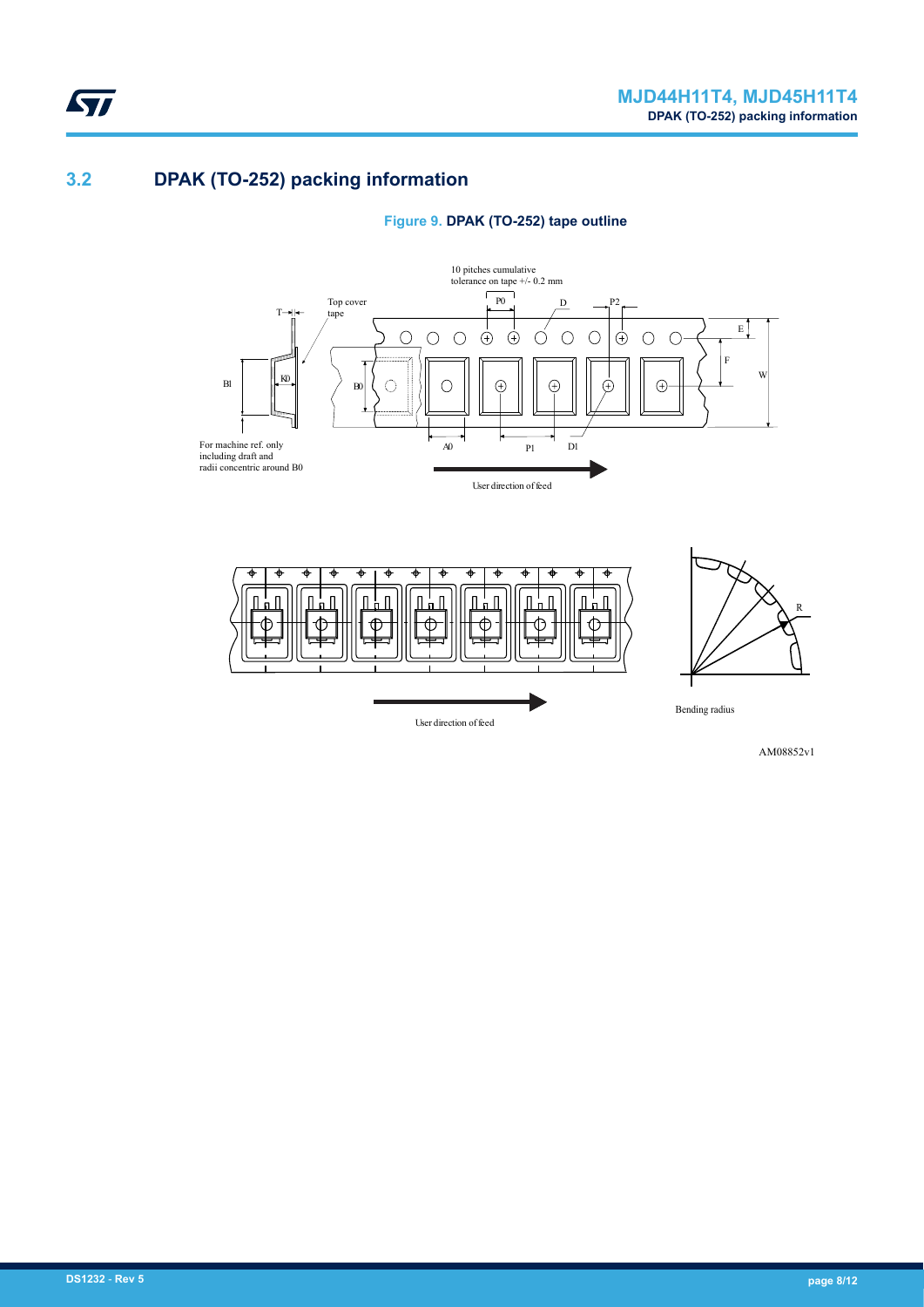## 3.2 DPAK (TO-252) packing information

**Figure 9. DPAK (TO-252) tape outline**

10 pitches cumulative tolerance on tape +/- 0.2 mm

Top cover tape

For machine ref. only including draft and radii concentric around B0

User direction of feed

Bending radius

AM08852v1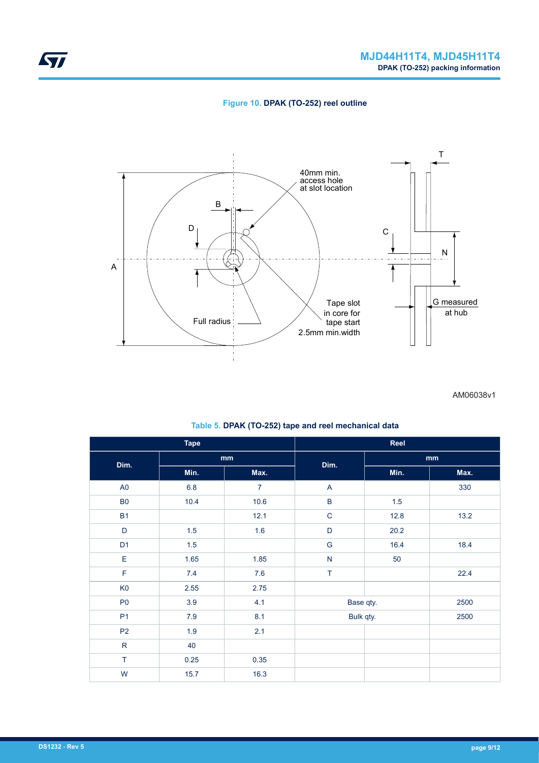**Figure 10. DPAK (TO-252) reel outline**

AM06038v1

**Table 5. DPAK (TO-252) tape and reel mechanical data**

| Tape | | | Reel | | |
|---|---|---|---|---|---|
| Dim. | mm | | Dim. | mm | |
| | Min. | Max. | | Min. | Max. |
| A0 | 6.8 | 7 | A | | 330 |
| B0 | 10.4 | 10.6 | B | 1.5 | |
| B1 | | 12.1 | C | 12.8 | 13.2 |
| D | 1.5 | 1.6 | D | 20.2 | |
| D1 | 1.5 | | G | 16.4 | 18.4 |
| E | 1.65 | 1.85 | N | 50 | |
| F | 7.4 | 7.6 | T | | 22.4 |
| K0 | 2.55 | 2.75 | | | |
| P0 | 3.9 | 4.1 | Base qty. | | 2500 |
| P1 | 7.9 | 8.1 | Bulk qty. | | 2500 |
| P2 | 1.9 | 2.1 | | | |
| R | 40 | | | | |
| T | 0.25 | 0.35 | | | |
| W | 15.7 | 16.3 | | | |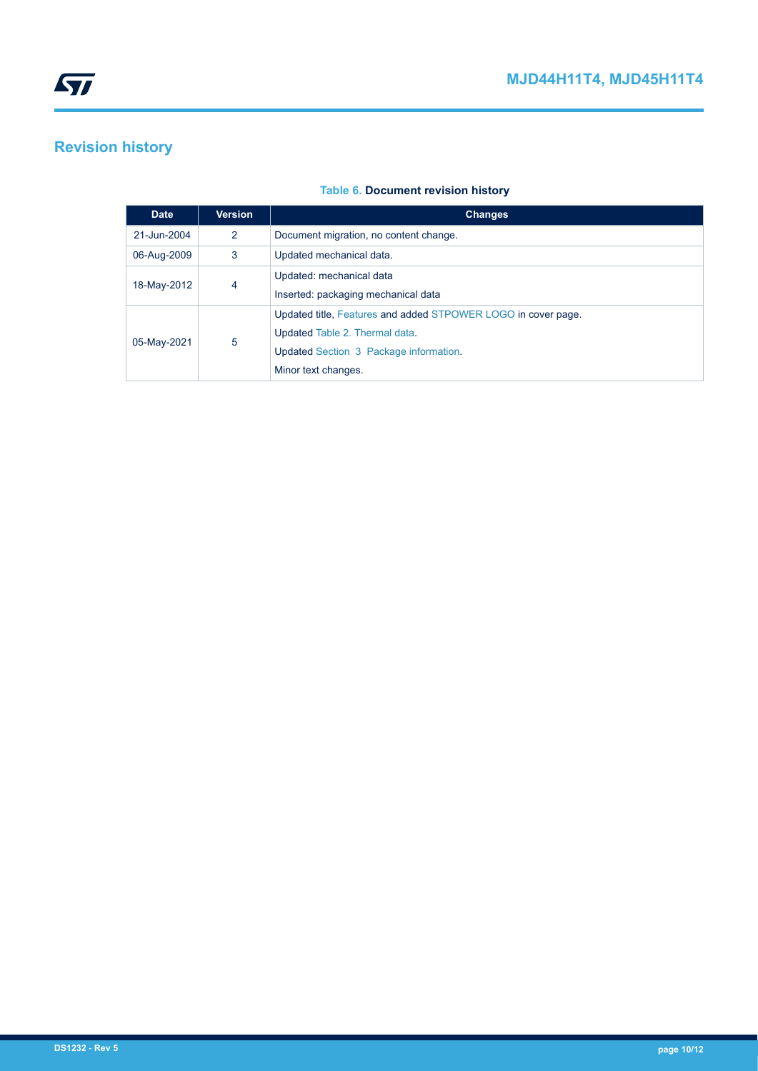# Revision history

**Table 6. Document revision history**

| Date | Version | Changes |
|---|---|---|
| 21-Jun-2004 | 2 | Document migration, no content change. |
| 06-Aug-2009 | 3 | Updated mechanical data. |
| 18-May-2012 | 4 | Updated: mechanical data<br>Inserted: packaging mechanical data |
| 05-May-2021 | 5 | Updated title, Features and added STPOWER LOGO in cover page.<br>Updated Table 2. Thermal data.<br>Updated Section 3 Package information.<br>Minor text changes. |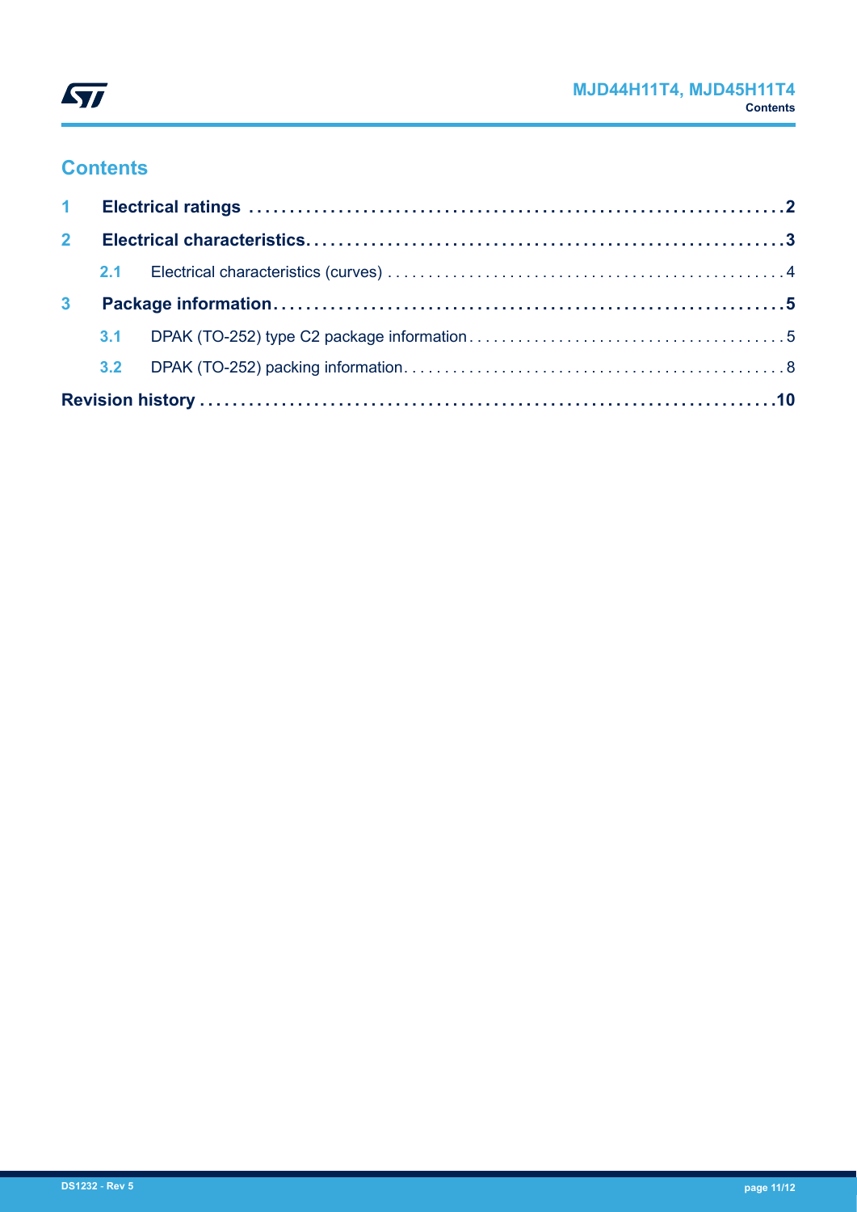# Contents

| | | |
|---|---|---|
| **1** | **Electrical ratings** | **2** |
| **2** | **Electrical characteristics** | **3** |
| 2.1 | Electrical characteristics (curves) | 4 |
| **3** | **Package information** | **5** |
| 3.1 | DPAK (TO-252) type C2 package information | 5 |
| 3.2 | DPAK (TO-252) packing information | 8 |
| | **Revision history** | **10** |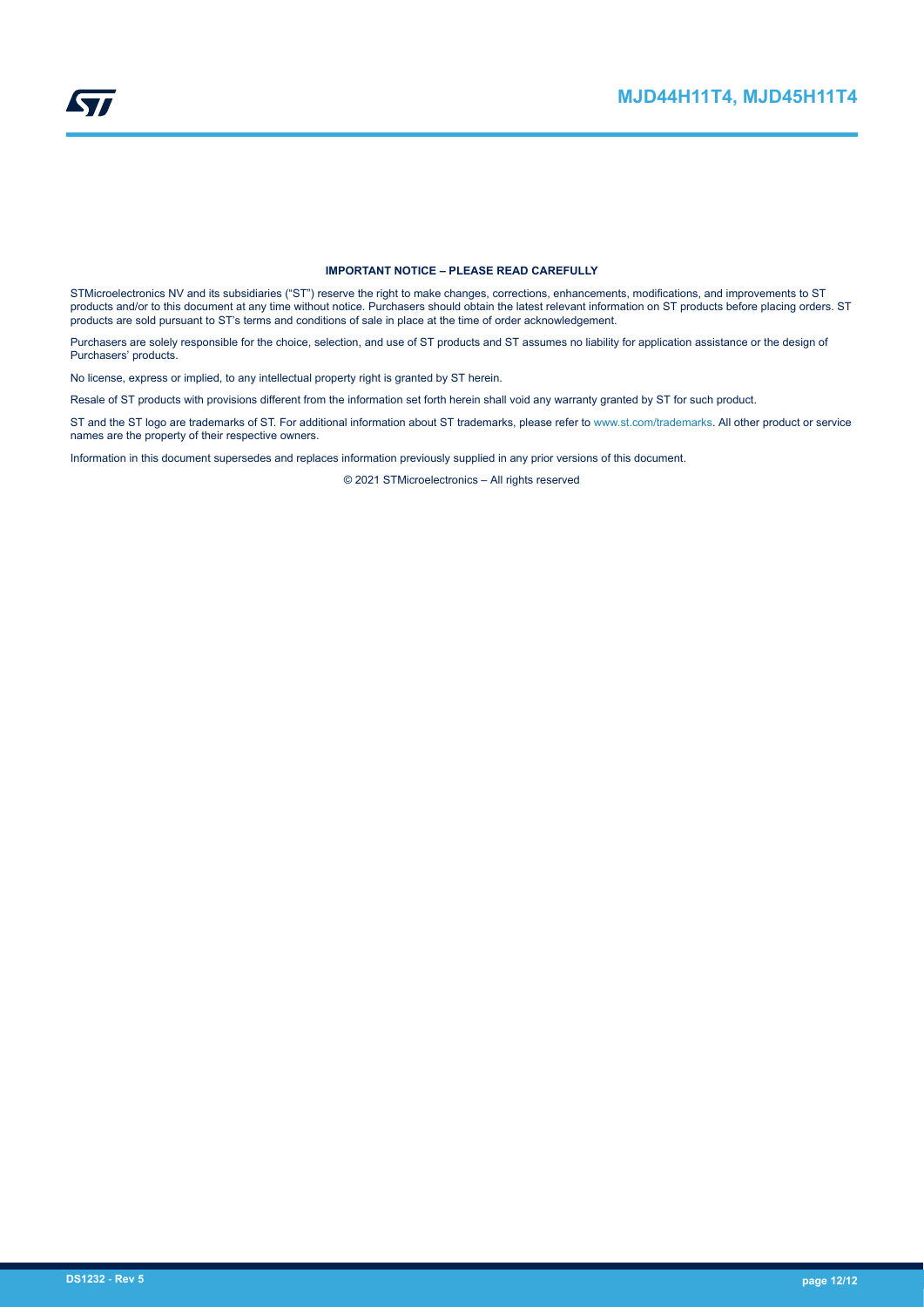**IMPORTANT NOTICE – PLEASE READ CAREFULLY**

STMicroelectronics NV and its subsidiaries ("ST") reserve the right to make changes, corrections, enhancements, modifications, and improvements to ST products and/or to this document at any time without notice. Purchasers should obtain the latest relevant information on ST products before placing orders. ST products are sold pursuant to ST's terms and conditions of sale in place at the time of order acknowledgement.

Purchasers are solely responsible for the choice, selection, and use of ST products and ST assumes no liability for application assistance or the design of Purchasers' products.

No license, express or implied, to any intellectual property right is granted by ST herein.

Resale of ST products with provisions different from the information set forth herein shall void any warranty granted by ST for such product.

ST and the ST logo are trademarks of ST. For additional information about ST trademarks, please refer to www.st.com/trademarks. All other product or service names are the property of their respective owners.

Information in this document supersedes and replaces information previously supplied in any prior versions of this document.

© 2021 STMicroelectronics – All rights reserved